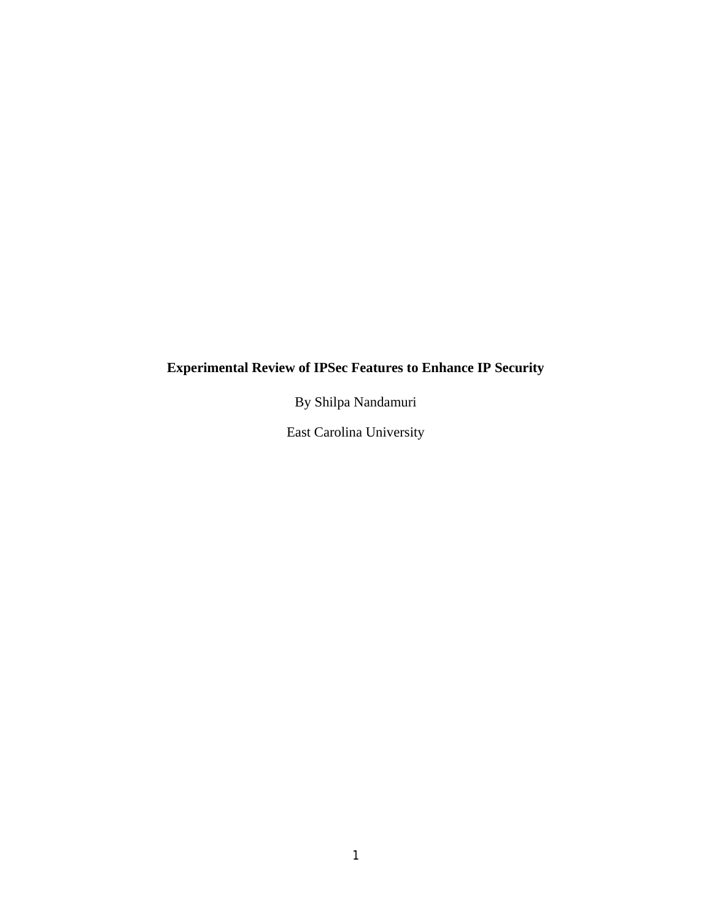# Experimental Review of IPSec Features to Enhance IP Security

By Shilpa Nandamuri

East Carolina University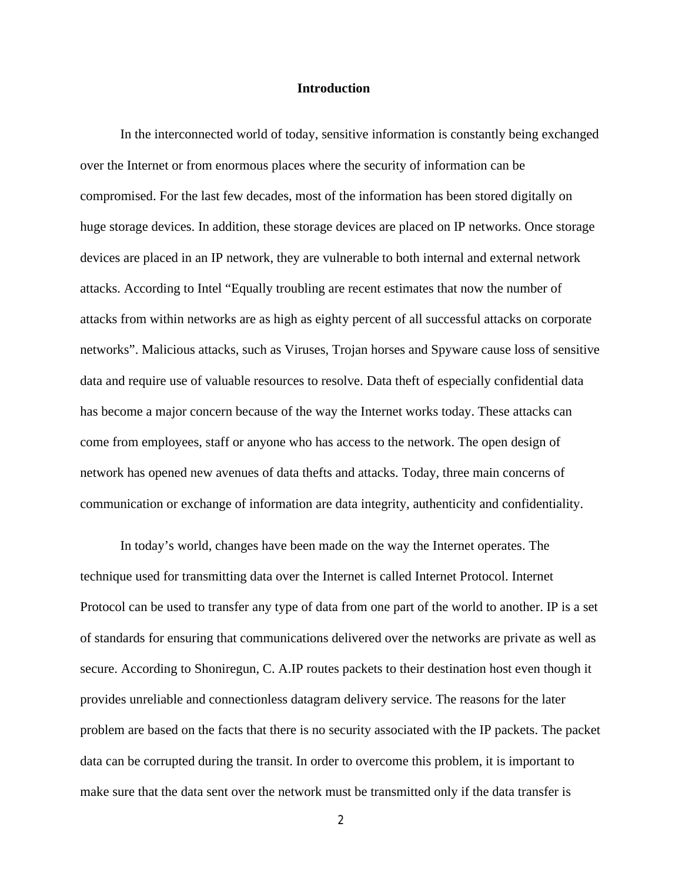# Introduction

In the interconnected world of today, sensitive information is constantly being exchanged over the Internet or from enormous places where the security of information can be compromised. For the last few decades, most of the information has been stored digitally on huge storage devices. In addition, these storage devices are placed on IP networks. Once storage devices are placed in an IP network, they are vulnerable to both internal and external network attacks. According to Intel "Equally troubling are recent estimates that now the number of attacks from within networks are as high as eighty percent of all successful attacks on corporate networks". Malicious attacks, such as Viruses, Trojan horses and Spyware cause loss of sensitive data and require use of valuable resources to resolve. Data theft of especially confidential data has become a major concern because of the way the Internet works today. These attacks can come from employees, staff or anyone who has access to the network. The open design of network has opened new avenues of data thefts and attacks. Today, three main concerns of communication or exchange of information are data integrity, authenticity and confidentiality.

In today's world, changes have been made on the way the Internet operates. The technique used for transmitting data over the Internet is called Internet Protocol. Internet Protocol can be used to transfer any type of data from one part of the world to another. IP is a set of standards for ensuring that communications delivered over the networks are private as well as secure. According to Shoniregun, C. A.IP routes packets to their destination host even though it provides unreliable and connectionless datagram delivery service. The reasons for the later problem are based on the facts that there is no security associated with the IP packets. The packet data can be corrupted during the transit. In order to overcome this problem, it is important to make sure that the data sent over the network must be transmitted only if the data transfer is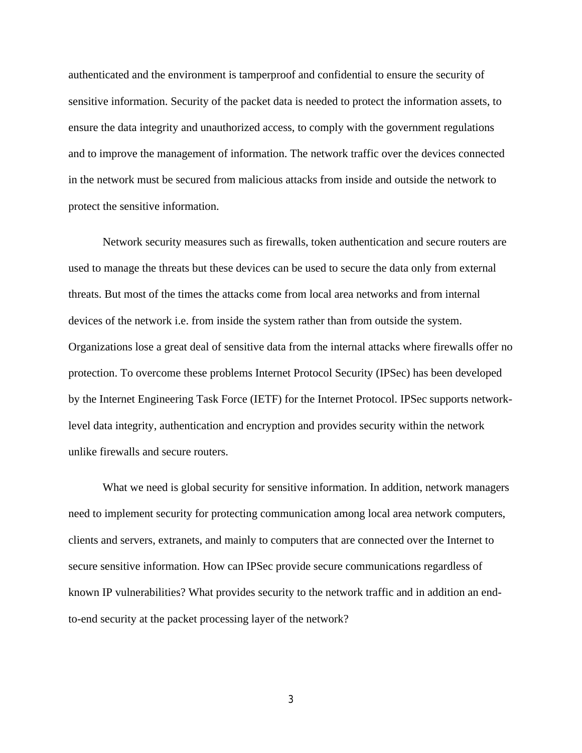authenticated and the environment is tamperproof and confidential to ensure the security of sensitive information. Security of the packet data is needed to protect the information assets, to ensure the data integrity and unauthorized access, to comply with the government regulations and to improve the management of information. The network traffic over the devices connected in the network must be secured from malicious attacks from inside and outside the network to protect the sensitive information.

Network security measures such as firewalls, token authentication and secure routers are used to manage the threats but these devices can be used to secure the data only from external threats. But most of the times the attacks come from local area networks and from internal devices of the network i.e. from inside the system rather than from outside the system. Organizations lose a great deal of sensitive data from the internal attacks where firewalls offer no protection. To overcome these problems Internet Protocol Security (IPSec) has been developed by the Internet Engineering Task Force (IETF) for the Internet Protocol. IPSec supports network-level data integrity, authentication and encryption and provides security within the network unlike firewalls and secure routers.

What we need is global security for sensitive information. In addition, network managers need to implement security for protecting communication among local area network computers, clients and servers, extranets, and mainly to computers that are connected over the Internet to secure sensitive information. How can IPSec provide secure communications regardless of known IP vulnerabilities? What provides security to the network traffic and in addition an end-to-end security at the packet processing layer of the network?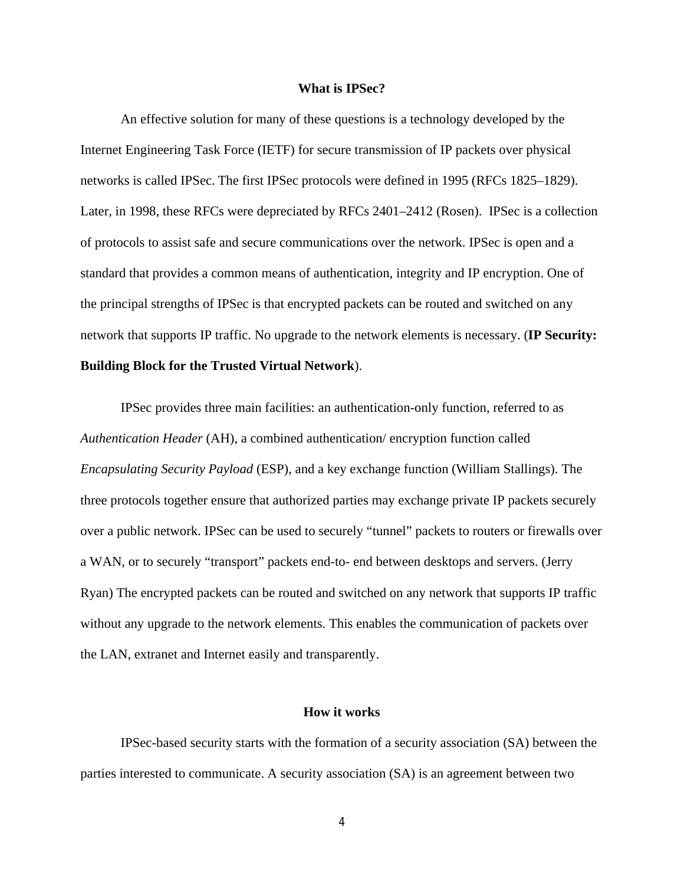## What is IPSec?

An effective solution for many of these questions is a technology developed by the Internet Engineering Task Force (IETF) for secure transmission of IP packets over physical networks is called IPSec. The first IPSec protocols were defined in 1995 (RFCs 1825–1829). Later, in 1998, these RFCs were depreciated by RFCs 2401–2412 (Rosen). IPSec is a collection of protocols to assist safe and secure communications over the network. IPSec is open and a standard that provides a common means of authentication, integrity and IP encryption. One of the principal strengths of IPSec is that encrypted packets can be routed and switched on any network that supports IP traffic. No upgrade to the network elements is necessary. (**IP Security: Building Block for the Trusted Virtual Network**).

IPSec provides three main facilities: an authentication-only function, referred to as *Authentication Header* (AH), a combined authentication/ encryption function called *Encapsulating Security Payload* (ESP), and a key exchange function (William Stallings). The three protocols together ensure that authorized parties may exchange private IP packets securely over a public network. IPSec can be used to securely "tunnel" packets to routers or firewalls over a WAN, or to securely "transport" packets end-to- end between desktops and servers. (Jerry Ryan) The encrypted packets can be routed and switched on any network that supports IP traffic without any upgrade to the network elements. This enables the communication of packets over the LAN, extranet and Internet easily and transparently.

## How it works

IPSec-based security starts with the formation of a security association (SA) between the parties interested to communicate. A security association (SA) is an agreement between two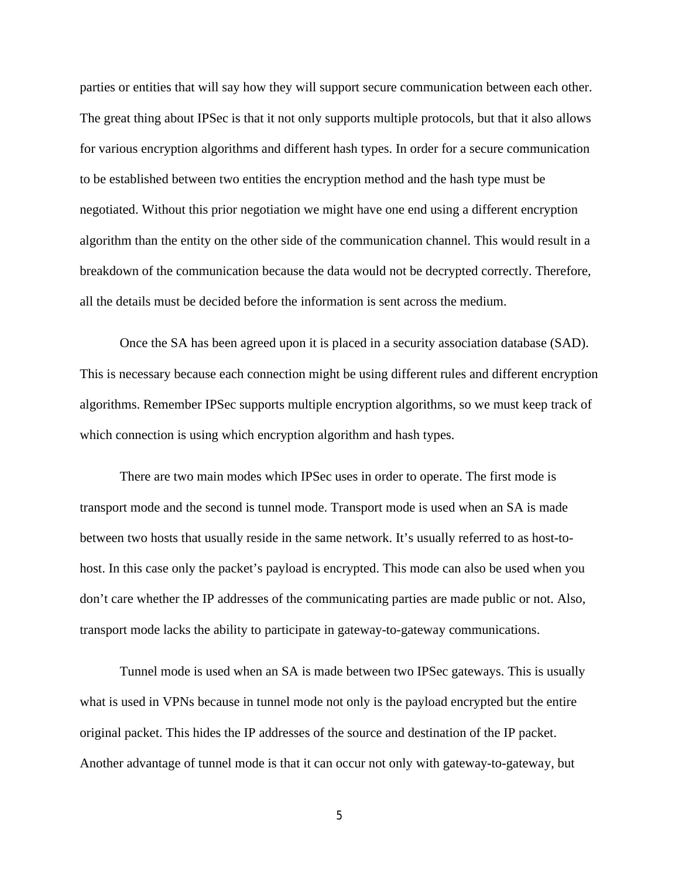parties or entities that will say how they will support secure communication between each other. The great thing about IPSec is that it not only supports multiple protocols, but that it also allows for various encryption algorithms and different hash types. In order for a secure communication to be established between two entities the encryption method and the hash type must be negotiated. Without this prior negotiation we might have one end using a different encryption algorithm than the entity on the other side of the communication channel. This would result in a breakdown of the communication because the data would not be decrypted correctly. Therefore, all the details must be decided before the information is sent across the medium.

Once the SA has been agreed upon it is placed in a security association database (SAD). This is necessary because each connection might be using different rules and different encryption algorithms. Remember IPSec supports multiple encryption algorithms, so we must keep track of which connection is using which encryption algorithm and hash types.

There are two main modes which IPSec uses in order to operate. The first mode is transport mode and the second is tunnel mode. Transport mode is used when an SA is made between two hosts that usually reside in the same network. It's usually referred to as host-to-host. In this case only the packet's payload is encrypted. This mode can also be used when you don't care whether the IP addresses of the communicating parties are made public or not. Also, transport mode lacks the ability to participate in gateway-to-gateway communications.

Tunnel mode is used when an SA is made between two IPSec gateways. This is usually what is used in VPNs because in tunnel mode not only is the payload encrypted but the entire original packet. This hides the IP addresses of the source and destination of the IP packet. Another advantage of tunnel mode is that it can occur not only with gateway-to-gateway, but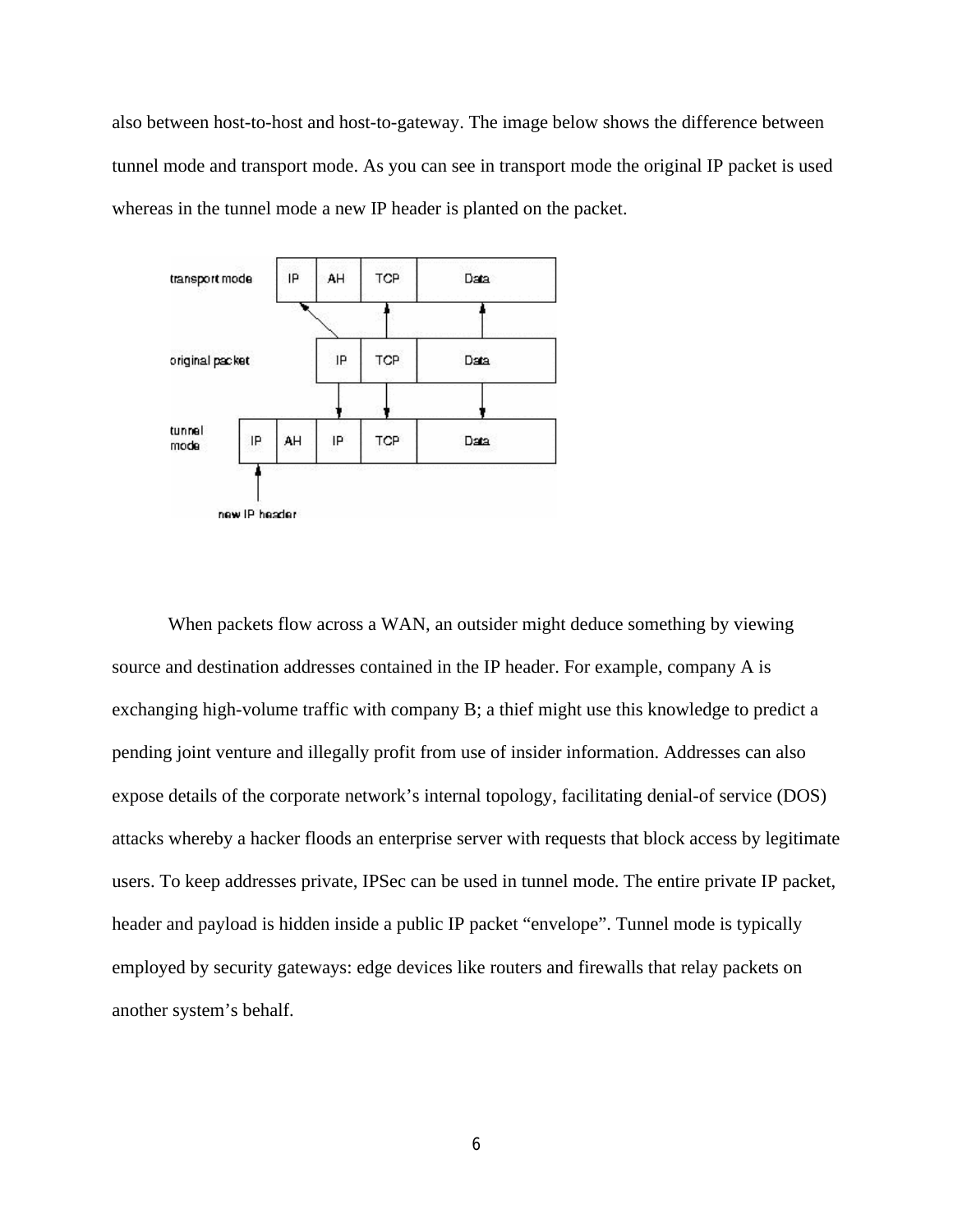also between host-to-host and host-to-gateway. The image below shows the difference between tunnel mode and transport mode. As you can see in transport mode the original IP packet is used whereas in the tunnel mode a new IP header is planted on the packet.

When packets flow across a WAN, an outsider might deduce something by viewing source and destination addresses contained in the IP header. For example, company A is exchanging high-volume traffic with company B; a thief might use this knowledge to predict a pending joint venture and illegally profit from use of insider information. Addresses can also expose details of the corporate network's internal topology, facilitating denial-of service (DOS) attacks whereby a hacker floods an enterprise server with requests that block access by legitimate users. To keep addresses private, IPSec can be used in tunnel mode. The entire private IP packet, header and payload is hidden inside a public IP packet "envelope". Tunnel mode is typically employed by security gateways: edge devices like routers and firewalls that relay packets on another system's behalf.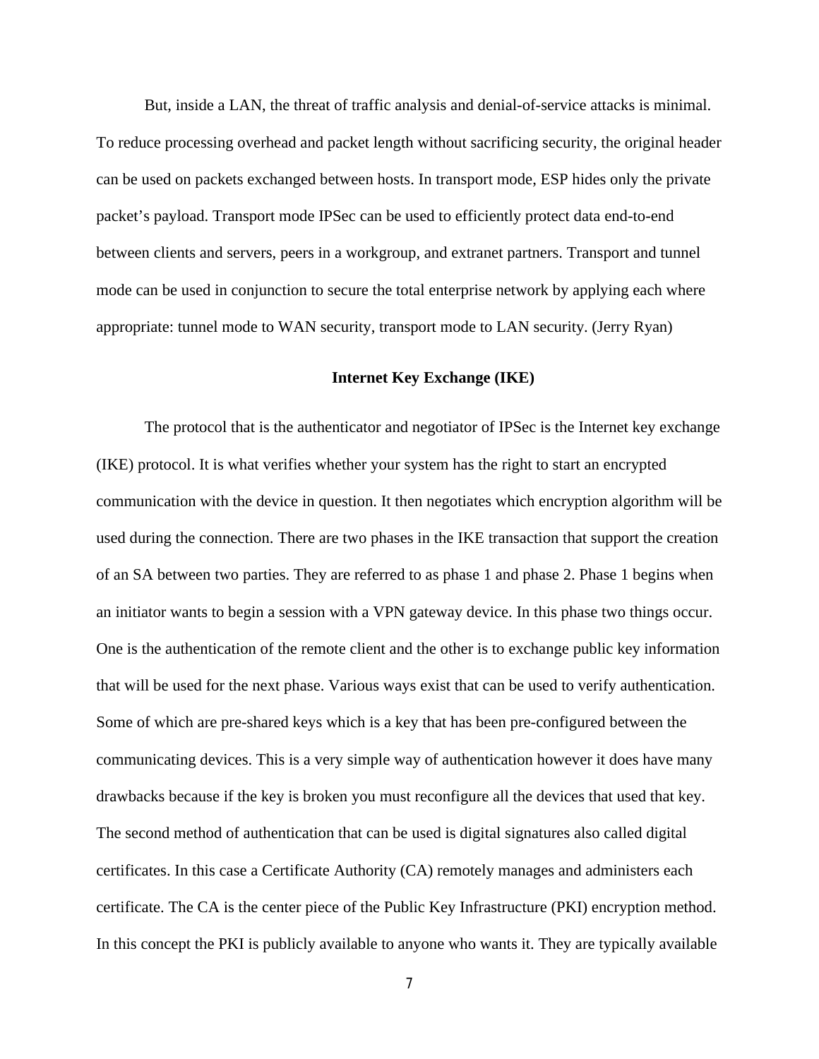But, inside a LAN, the threat of traffic analysis and denial-of-service attacks is minimal. To reduce processing overhead and packet length without sacrificing security, the original header can be used on packets exchanged between hosts. In transport mode, ESP hides only the private packet's payload. Transport mode IPSec can be used to efficiently protect data end-to-end between clients and servers, peers in a workgroup, and extranet partners. Transport and tunnel mode can be used in conjunction to secure the total enterprise network by applying each where appropriate: tunnel mode to WAN security, transport mode to LAN security. (Jerry Ryan)

## Internet Key Exchange (IKE)

The protocol that is the authenticator and negotiator of IPSec is the Internet key exchange (IKE) protocol. It is what verifies whether your system has the right to start an encrypted communication with the device in question. It then negotiates which encryption algorithm will be used during the connection. There are two phases in the IKE transaction that support the creation of an SA between two parties. They are referred to as phase 1 and phase 2. Phase 1 begins when an initiator wants to begin a session with a VPN gateway device. In this phase two things occur. One is the authentication of the remote client and the other is to exchange public key information that will be used for the next phase. Various ways exist that can be used to verify authentication. Some of which are pre-shared keys which is a key that has been pre-configured between the communicating devices. This is a very simple way of authentication however it does have many drawbacks because if the key is broken you must reconfigure all the devices that used that key. The second method of authentication that can be used is digital signatures also called digital certificates. In this case a Certificate Authority (CA) remotely manages and administers each certificate. The CA is the center piece of the Public Key Infrastructure (PKI) encryption method. In this concept the PKI is publicly available to anyone who wants it. They are typically available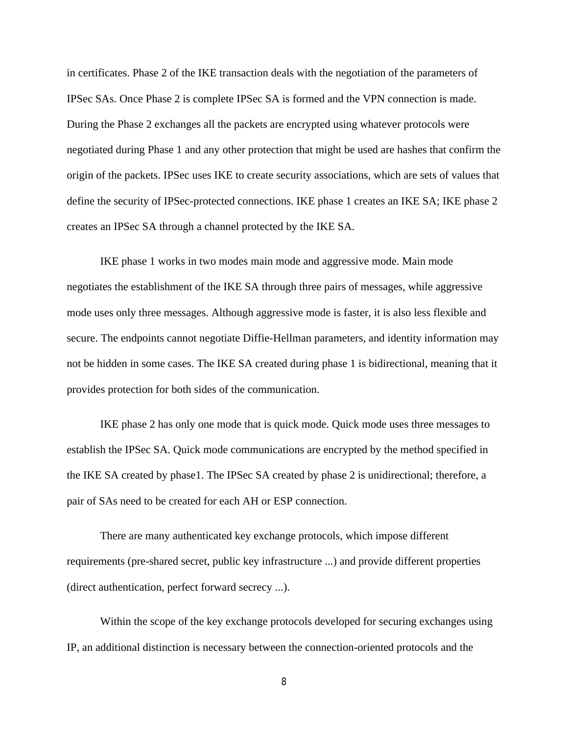in certificates. Phase 2 of the IKE transaction deals with the negotiation of the parameters of IPSec SAs. Once Phase 2 is complete IPSec SA is formed and the VPN connection is made. During the Phase 2 exchanges all the packets are encrypted using whatever protocols were negotiated during Phase 1 and any other protection that might be used are hashes that confirm the origin of the packets. IPSec uses IKE to create security associations, which are sets of values that define the security of IPSec-protected connections. IKE phase 1 creates an IKE SA; IKE phase 2 creates an IPSec SA through a channel protected by the IKE SA.

IKE phase 1 works in two modes main mode and aggressive mode. Main mode negotiates the establishment of the IKE SA through three pairs of messages, while aggressive mode uses only three messages. Although aggressive mode is faster, it is also less flexible and secure. The endpoints cannot negotiate Diffie-Hellman parameters, and identity information may not be hidden in some cases. The IKE SA created during phase 1 is bidirectional, meaning that it provides protection for both sides of the communication.

IKE phase 2 has only one mode that is quick mode. Quick mode uses three messages to establish the IPSec SA. Quick mode communications are encrypted by the method specified in the IKE SA created by phase1. The IPSec SA created by phase 2 is unidirectional; therefore, a pair of SAs need to be created for each AH or ESP connection.

There are many authenticated key exchange protocols, which impose different requirements (pre-shared secret, public key infrastructure ...) and provide different properties (direct authentication, perfect forward secrecy ...).

Within the scope of the key exchange protocols developed for securing exchanges using IP, an additional distinction is necessary between the connection-oriented protocols and the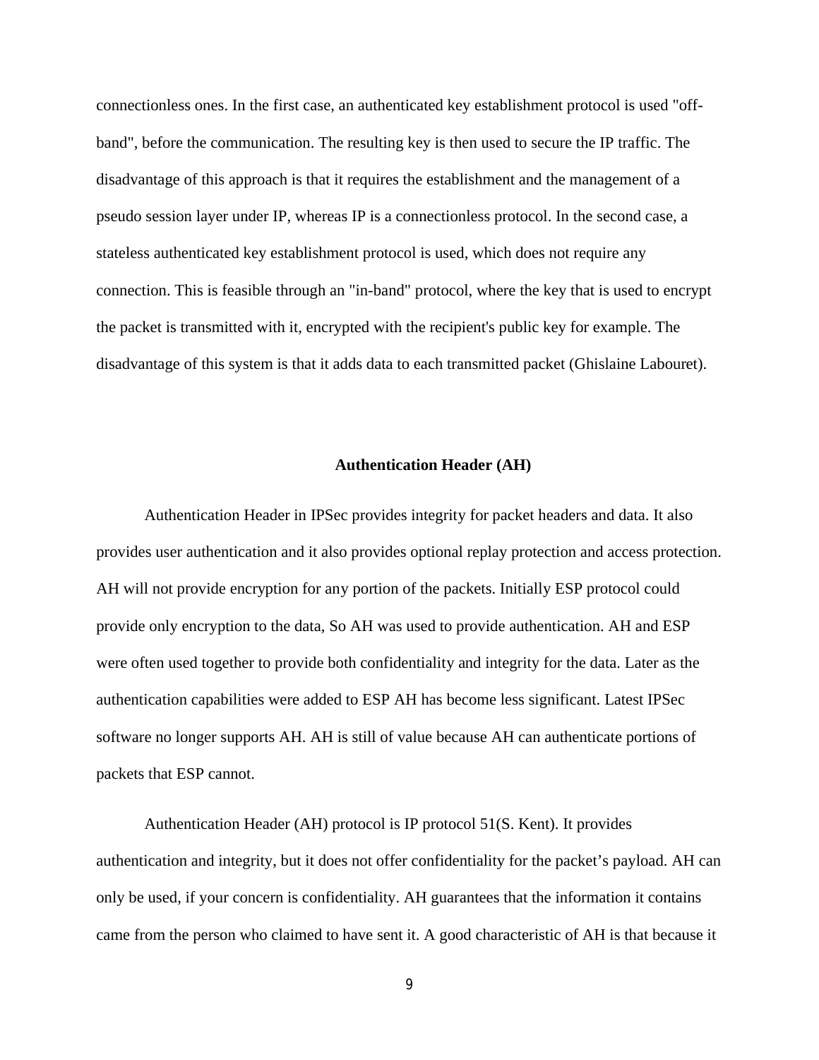connectionless ones. In the first case, an authenticated key establishment protocol is used "off-band", before the communication. The resulting key is then used to secure the IP traffic. The disadvantage of this approach is that it requires the establishment and the management of a pseudo session layer under IP, whereas IP is a connectionless protocol. In the second case, a stateless authenticated key establishment protocol is used, which does not require any connection. This is feasible through an "in-band" protocol, where the key that is used to encrypt the packet is transmitted with it, encrypted with the recipient's public key for example. The disadvantage of this system is that it adds data to each transmitted packet (Ghislaine Labouret).

## Authentication Header (AH)

Authentication Header in IPSec provides integrity for packet headers and data. It also provides user authentication and it also provides optional replay protection and access protection. AH will not provide encryption for any portion of the packets. Initially ESP protocol could provide only encryption to the data, So AH was used to provide authentication. AH and ESP were often used together to provide both confidentiality and integrity for the data. Later as the authentication capabilities were added to ESP AH has become less significant. Latest IPSec software no longer supports AH. AH is still of value because AH can authenticate portions of packets that ESP cannot.

Authentication Header (AH) protocol is IP protocol 51(S. Kent). It provides authentication and integrity, but it does not offer confidentiality for the packet's payload. AH can only be used, if your concern is confidentiality. AH guarantees that the information it contains came from the person who claimed to have sent it. A good characteristic of AH is that because it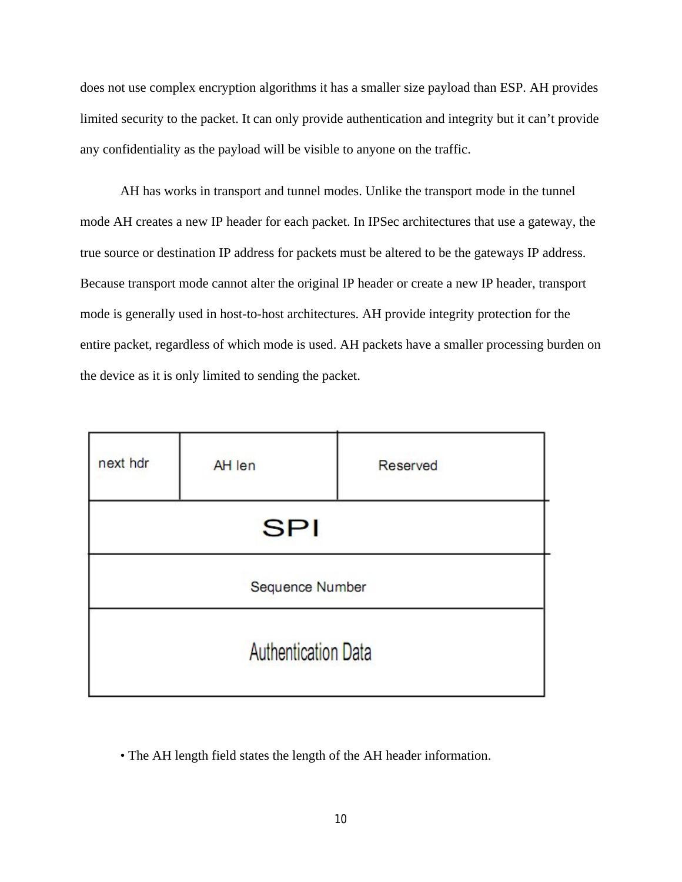does not use complex encryption algorithms it has a smaller size payload than ESP. AH provides limited security to the packet. It can only provide authentication and integrity but it can't provide any confidentiality as the payload will be visible to anyone on the traffic.

AH has works in transport and tunnel modes. Unlike the transport mode in the tunnel mode AH creates a new IP header for each packet. In IPSec architectures that use a gateway, the true source or destination IP address for packets must be altered to be the gateways IP address. Because transport mode cannot alter the original IP header or create a new IP header, transport mode is generally used in host-to-host architectures. AH provide integrity protection for the entire packet, regardless of which mode is used. AH packets have a smaller processing burden on the device as it is only limited to sending the packet.

| next hdr | AH len | Reserved |
|---|---|---|
| SPI | | |
| Sequence Number | | |
| Authentication Data | | |

- The AH length field states the length of the AH header information.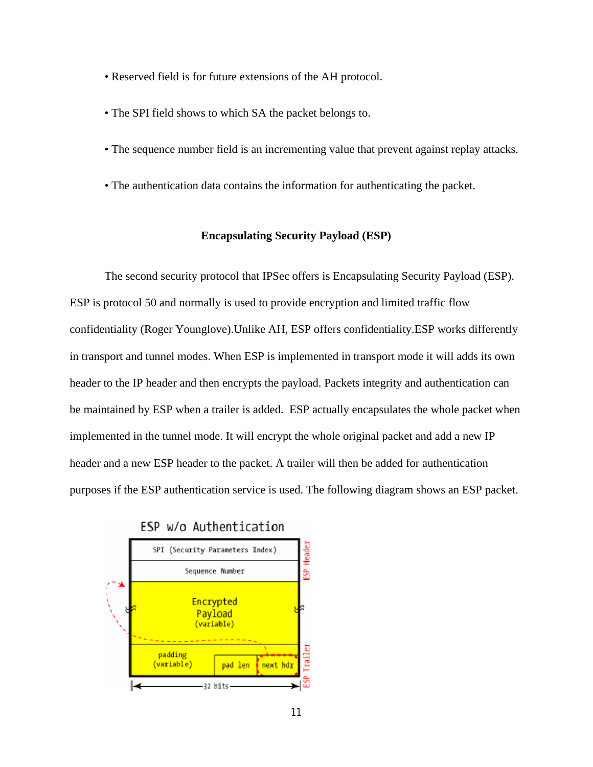- Reserved field is for future extensions of the AH protocol.
- The SPI field shows to which SA the packet belongs to.
- The sequence number field is an incrementing value that prevent against replay attacks.
- The authentication data contains the information for authenticating the packet.

## Encapsulating Security Payload (ESP)

The second security protocol that IPSec offers is Encapsulating Security Payload (ESP). ESP is protocol 50 and normally is used to provide encryption and limited traffic flow confidentiality (Roger Younglove).Unlike AH, ESP offers confidentiality.ESP works differently in transport and tunnel modes. When ESP is implemented in transport mode it will adds its own header to the IP header and then encrypts the payload. Packets integrity and authentication can be maintained by ESP when a trailer is added.  ESP actually encapsulates the whole packet when implemented in the tunnel mode. It will encrypt the whole original packet and add a new IP header and a new ESP header to the packet. A trailer will then be added for authentication purposes if the ESP authentication service is used. The following diagram shows an ESP packet.

ESP w/o Authentication

| SPI (Security Parameters Index) | | |
|---|---|---|
| Sequence Number | | |
| Encrypted Payload (variable) | | |
| padding (variable) | pad len | next hdr |

ESP Header: SPI, Sequence Number. ESP Trailer: padding, pad len, next hdr. Width: 32 bits.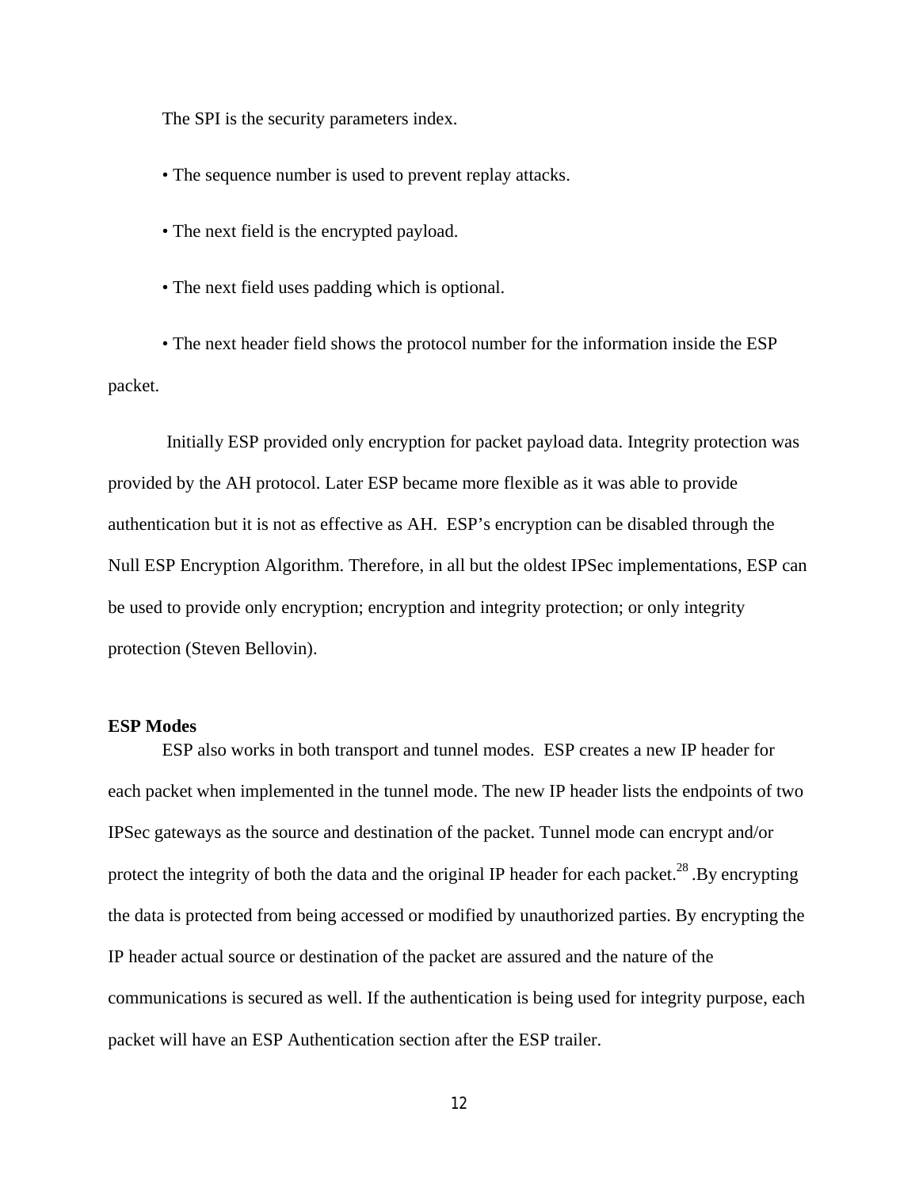The SPI is the security parameters index.

- The sequence number is used to prevent replay attacks.
- The next field is the encrypted payload.
- The next field uses padding which is optional.
- The next header field shows the protocol number for the information inside the ESP packet.

Initially ESP provided only encryption for packet payload data. Integrity protection was provided by the AH protocol. Later ESP became more flexible as it was able to provide authentication but it is not as effective as AH. ESP's encryption can be disabled through the Null ESP Encryption Algorithm. Therefore, in all but the oldest IPSec implementations, ESP can be used to provide only encryption; encryption and integrity protection; or only integrity protection (Steven Bellovin).

**ESP Modes**

ESP also works in both transport and tunnel modes. ESP creates a new IP header for each packet when implemented in the tunnel mode. The new IP header lists the endpoints of two IPSec gateways as the source and destination of the packet. Tunnel mode can encrypt and/or protect the integrity of both the data and the original IP header for each packet.[28] .By encrypting the data is protected from being accessed or modified by unauthorized parties. By encrypting the IP header actual source or destination of the packet are assured and the nature of the communications is secured as well. If the authentication is being used for integrity purpose, each packet will have an ESP Authentication section after the ESP trailer.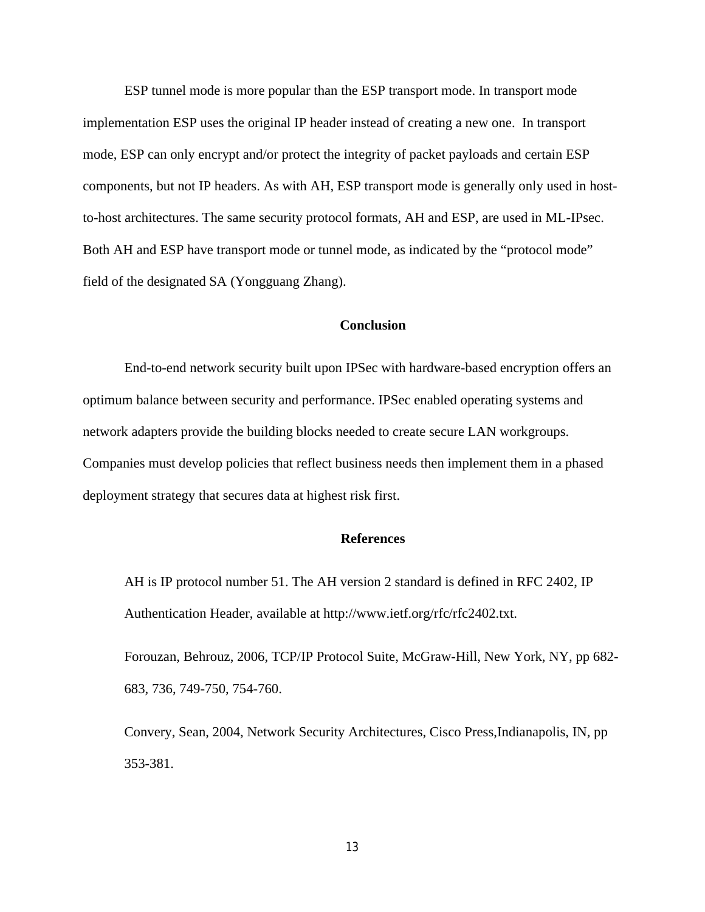ESP tunnel mode is more popular than the ESP transport mode. In transport mode implementation ESP uses the original IP header instead of creating a new one. In transport mode, ESP can only encrypt and/or protect the integrity of packet payloads and certain ESP components, but not IP headers. As with AH, ESP transport mode is generally only used in host-to-host architectures. The same security protocol formats, AH and ESP, are used in ML-IPsec. Both AH and ESP have transport mode or tunnel mode, as indicated by the "protocol mode" field of the designated SA (Yongguang Zhang).

## Conclusion

End-to-end network security built upon IPSec with hardware-based encryption offers an optimum balance between security and performance. IPSec enabled operating systems and network adapters provide the building blocks needed to create secure LAN workgroups. Companies must develop policies that reflect business needs then implement them in a phased deployment strategy that secures data at highest risk first.

## References

AH is IP protocol number 51. The AH version 2 standard is defined in RFC 2402, IP Authentication Header, available at http://www.ietf.org/rfc/rfc2402.txt.

Forouzan, Behrouz, 2006, TCP/IP Protocol Suite, McGraw-Hill, New York, NY, pp 682-683, 736, 749-750, 754-760.

Convery, Sean, 2004, Network Security Architectures, Cisco Press,Indianapolis, IN, pp 353-381.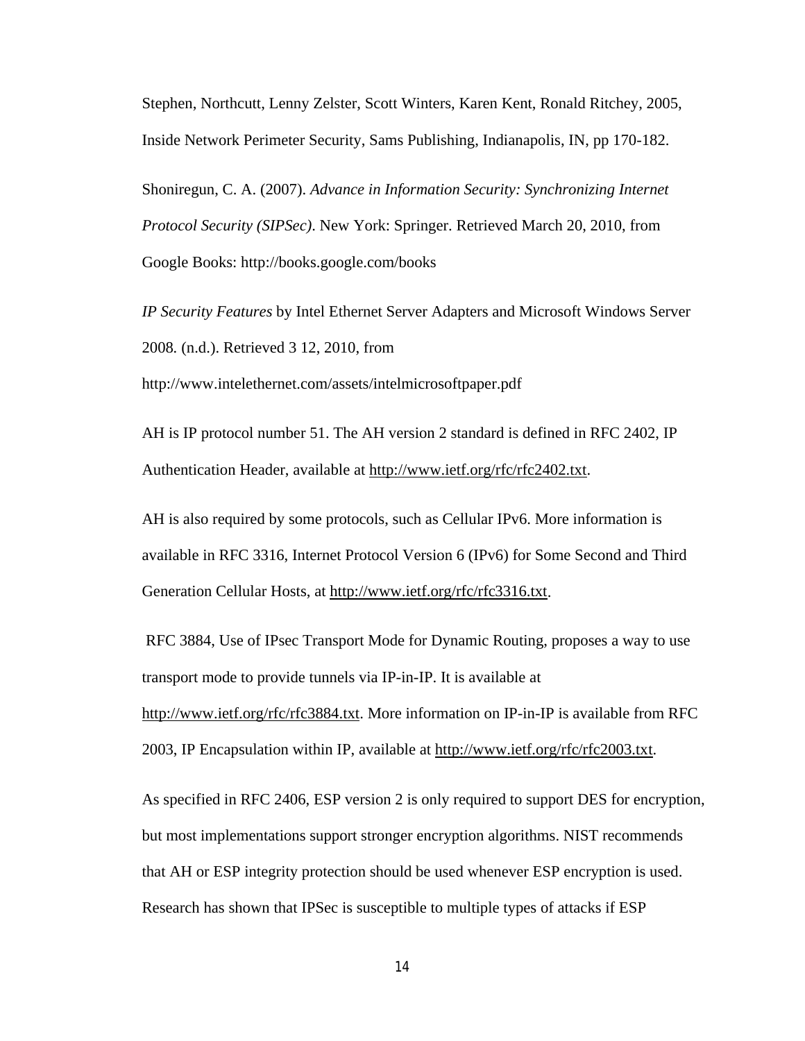Stephen, Northcutt, Lenny Zelster, Scott Winters, Karen Kent, Ronald Ritchey, 2005, Inside Network Perimeter Security, Sams Publishing, Indianapolis, IN, pp 170-182.

Shoniregun, C. A. (2007). *Advance in Information Security: Synchronizing Internet Protocol Security (SIPSec)*. New York: Springer. Retrieved March 20, 2010, from Google Books: http://books.google.com/books

*IP Security Features* by Intel Ethernet Server Adapters and Microsoft Windows Server 2008*.* (n.d.). Retrieved 3 12, 2010, from http://www.intelethernet.com/assets/intelmicrosoftpaper.pdf

AH is IP protocol number 51. The AH version 2 standard is defined in RFC 2402, IP Authentication Header, available at http://www.ietf.org/rfc/rfc2402.txt.

AH is also required by some protocols, such as Cellular IPv6. More information is available in RFC 3316, Internet Protocol Version 6 (IPv6) for Some Second and Third Generation Cellular Hosts, at http://www.ietf.org/rfc/rfc3316.txt.

RFC 3884, Use of IPsec Transport Mode for Dynamic Routing, proposes a way to use transport mode to provide tunnels via IP-in-IP. It is available at http://www.ietf.org/rfc/rfc3884.txt. More information on IP-in-IP is available from RFC 2003, IP Encapsulation within IP, available at http://www.ietf.org/rfc/rfc2003.txt.

As specified in RFC 2406, ESP version 2 is only required to support DES for encryption, but most implementations support stronger encryption algorithms. NIST recommends that AH or ESP integrity protection should be used whenever ESP encryption is used. Research has shown that IPSec is susceptible to multiple types of attacks if ESP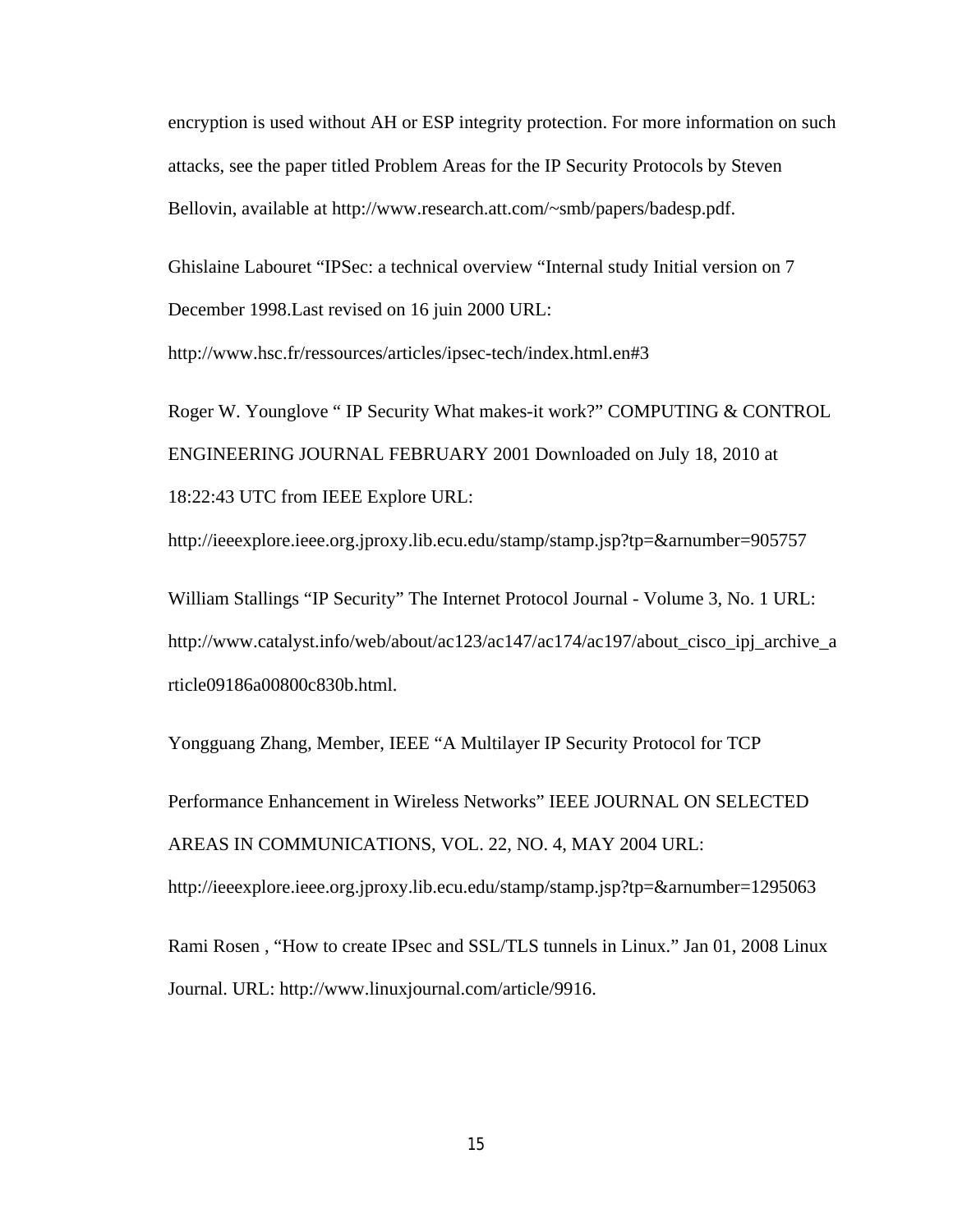encryption is used without AH or ESP integrity protection. For more information on such attacks, see the paper titled Problem Areas for the IP Security Protocols by Steven Bellovin, available at http://www.research.att.com/~smb/papers/badesp.pdf.

Ghislaine Labouret "IPSec: a technical overview "Internal study Initial version on 7 December 1998.Last revised on 16 juin 2000 URL: http://www.hsc.fr/ressources/articles/ipsec-tech/index.html.en#3

Roger W. Younglove " IP Security What makes-it work?" COMPUTING & CONTROL ENGINEERING JOURNAL FEBRUARY 2001 Downloaded on July 18, 2010 at 18:22:43 UTC from IEEE Explore URL: http://ieeexplore.ieee.org.jproxy.lib.ecu.edu/stamp/stamp.jsp?tp=&arnumber=905757

William Stallings "IP Security" The Internet Protocol Journal - Volume 3, No. 1 URL: http://www.catalyst.info/web/about/ac123/ac147/ac174/ac197/about_cisco_ipj_archive_article09186a00800c830b.html.

Yongguang Zhang, Member, IEEE "A Multilayer IP Security Protocol for TCP Performance Enhancement in Wireless Networks" IEEE JOURNAL ON SELECTED AREAS IN COMMUNICATIONS, VOL. 22, NO. 4, MAY 2004 URL: http://ieeexplore.ieee.org.jproxy.lib.ecu.edu/stamp/stamp.jsp?tp=&arnumber=1295063

Rami Rosen , "How to create IPsec and SSL/TLS tunnels in Linux." Jan 01, 2008 Linux Journal. URL: http://www.linuxjournal.com/article/9916.